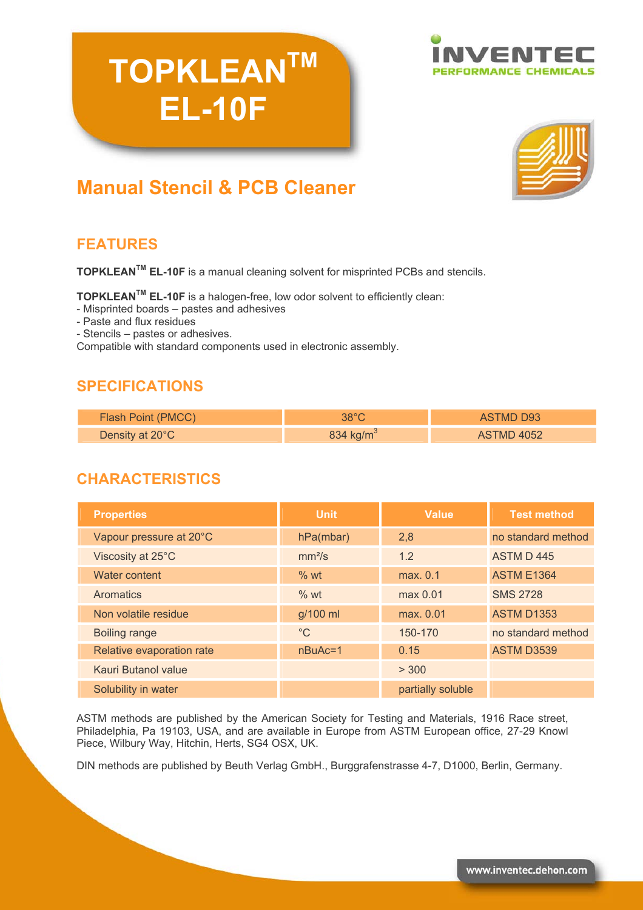# TOPKLEAN[TM] EL-10F

INVENTEC
PERFORMANCE CHEMICALS

## Manual Stencil & PCB Cleaner

## FEATURES

**TOPKLEAN[TM] EL-10F** is a manual cleaning solvent for misprinted PCBs and stencils.

**TOPKLEAN[TM] EL-10F** is a halogen-free, low odor solvent to efficiently clean:
- Misprinted boards – pastes and adhesives
- Paste and flux residues
- Stencils – pastes or adhesives.
Compatible with standard components used in electronic assembly.

## SPECIFICATIONS

| | | |
|---|---|---|
| Flash Point (PMCC) | 38°C | ASTMD D93 |
| Density at 20°C | 834 $kg/m^3$ | ASTMD 4052 |

## CHARACTERISTICS

| Properties | Unit | Value | Test method |
|---|---|---|---|
| Vapour pressure at 20°C | hPa(mbar) | 2,8 | no standard method |
| Viscosity at 25°C | $mm^2/s$ | 1.2 | ASTM D 445 |
| Water content | % wt | max. 0.1 | ASTM E1364 |
| Aromatics | % wt | max 0.01 | SMS 2728 |
| Non volatile residue | g/100 ml | max. 0.01 | ASTM D1353 |
| Boiling range | °C | 150-170 | no standard method |
| Relative evaporation rate | nBuAc=1 | 0.15 | ASTM D3539 |
| Kauri Butanol value | | > 300 | |
| Solubility in water | | partially soluble | |

ASTM methods are published by the American Society for Testing and Materials, 1916 Race street, Philadelphia, Pa 19103, USA, and are available in Europe from ASTM European office, 27-29 Knowl Piece, Wilbury Way, Hitchin, Herts, SG4 OSX, UK.

DIN methods are published by Beuth Verlag GmbH., Burggrafenstrasse 4-7, D1000, Berlin, Germany.

www.inventec.dehon.com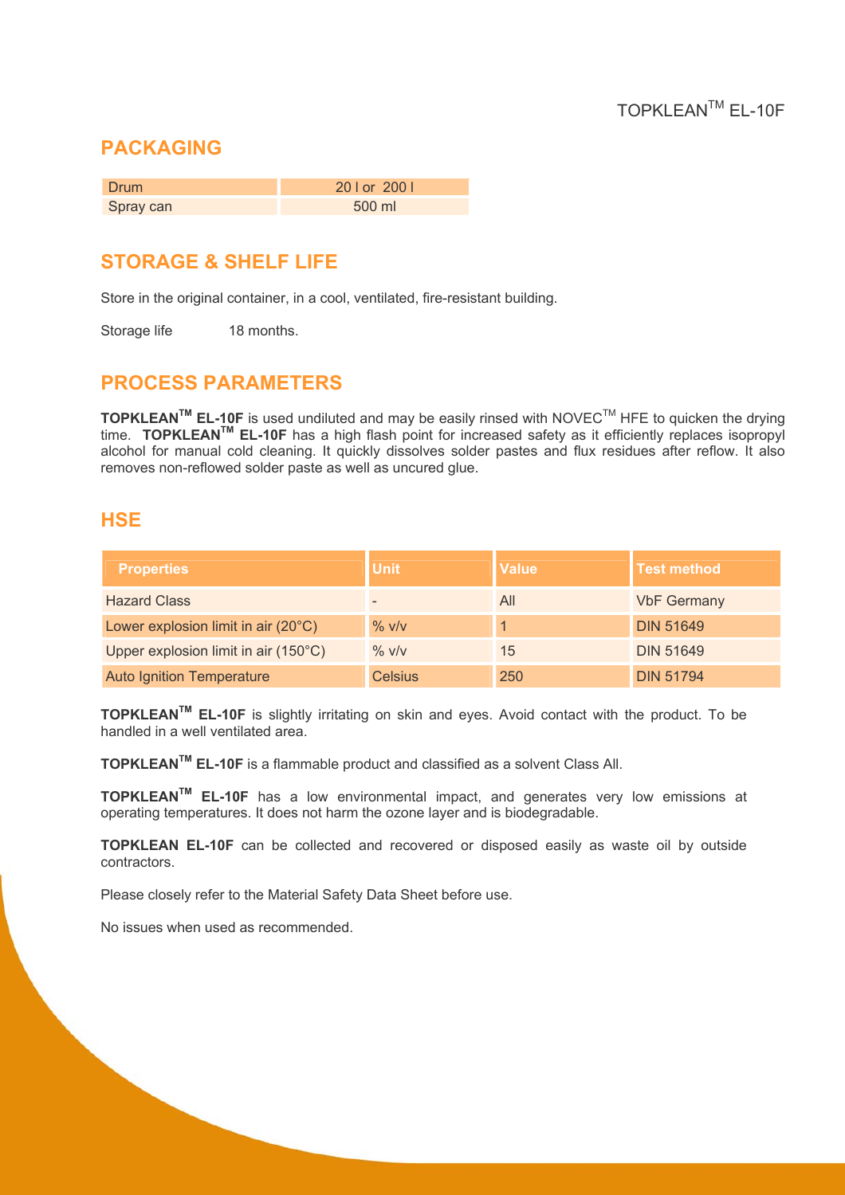## PACKAGING

| Drum | 20 l or 200 l |
|---|---|
| Spray can | 500 ml |

## STORAGE & SHELF LIFE

Store in the original container, in a cool, ventilated, fire-resistant building.

Storage life 18 months.

## PROCESS PARAMETERS

**TOPKLEAN™ EL-10F** is used undiluted and may be easily rinsed with NOVEC™ HFE to quicken the drying time. **TOPKLEAN™ EL-10F** has a high flash point for increased safety as it efficiently replaces isopropyl alcohol for manual cold cleaning. It quickly dissolves solder pastes and flux residues after reflow. It also removes non-reflowed solder paste as well as uncured glue.

## HSE

| Properties | Unit | Value | Test method |
|---|---|---|---|
| Hazard Class | - | AII | VbF Germany |
| Lower explosion limit in air (20°C) | % v/v | 1 | DIN 51649 |
| Upper explosion limit in air (150°C) | % v/v | 15 | DIN 51649 |
| Auto Ignition Temperature | Celsius | 250 | DIN 51794 |

**TOPKLEAN™ EL-10F** is slightly irritating on skin and eyes. Avoid contact with the product. To be handled in a well ventilated area.

**TOPKLEAN™ EL-10F** is a flammable product and classified as a solvent Class AII.

**TOPKLEAN™ EL-10F** has a low environmental impact, and generates very low emissions at operating temperatures. It does not harm the ozone layer and is biodegradable.

**TOPKLEAN EL-10F** can be collected and recovered or disposed easily as waste oil by outside contractors.

Please closely refer to the Material Safety Data Sheet before use.

No issues when used as recommended.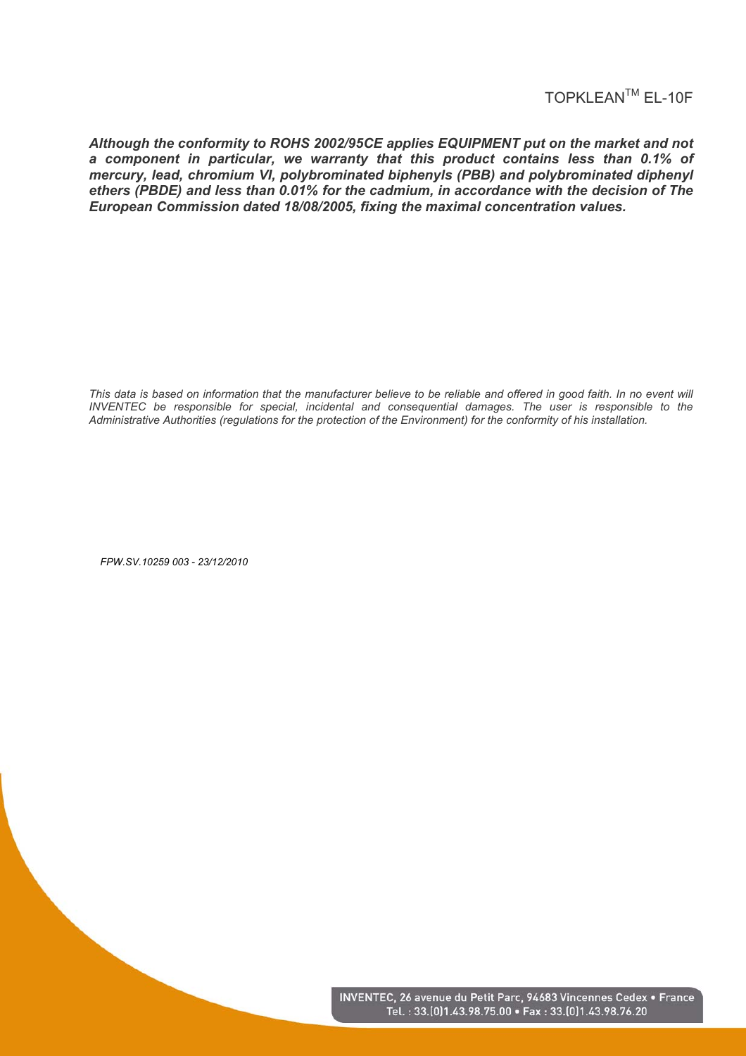TOPKLEAN$^{TM}$ EL-10F

***Although the conformity to ROHS 2002/95CE applies EQUIPMENT put on the market and not a component in particular, we warranty that this product contains less than 0.1% of mercury, lead, chromium VI, polybrominated biphenyls (PBB) and polybrominated diphenyl ethers (PBDE) and less than 0.01% for the cadmium, in accordance with the decision of The European Commission dated 18/08/2005, fixing the maximal concentration values.***

*This data is based on information that the manufacturer believe to be reliable and offered in good faith. In no event will INVENTEC be responsible for special, incidental and consequential damages. The user is responsible to the Administrative Authorities (regulations for the protection of the Environment) for the conformity of his installation.*

*FPW.SV.10259 003 - 23/12/2010*

INVENTEC, 26 avenue du Petit Parc, 94683 Vincennes Cedex • France
Tel. : 33.(0)1.43.98.75.00 • Fax : 33.(0)1.43.98.76.20